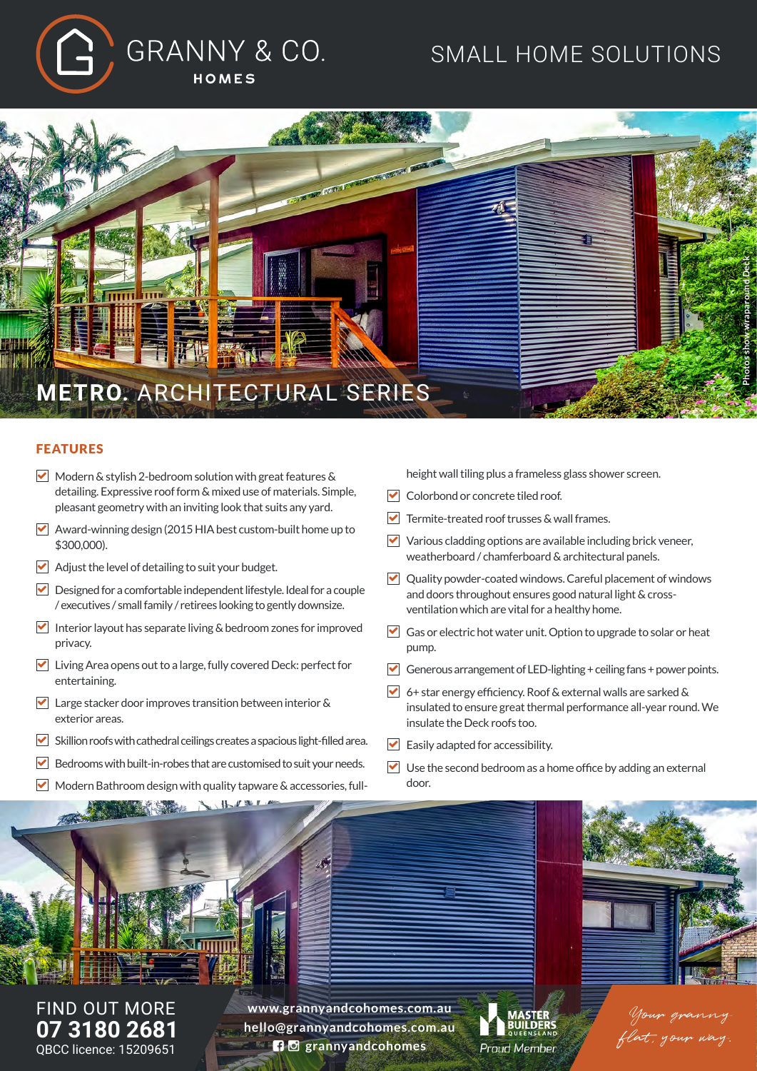GRANNY & CO.
HOMES

SMALL HOME SOLUTIONS

# METRO. ARCHITECTURAL SERIES

Photos show wraparound Deck

## FEATURES

- Modern & stylish 2-bedroom solution with great features & detailing. Expressive roof form & mixed use of materials. Simple, pleasant geometry with an inviting look that suits any yard.
- Award-winning design (2015 HIA best custom-built home up to $300,000).
- Adjust the level of detailing to suit your budget.
- Designed for a comfortable independent lifestyle. Ideal for a couple / executives / small family / retirees looking to gently downsize.
- Interior layout has separate living & bedroom zones for improved privacy.
- Living Area opens out to a large, fully covered Deck: perfect for entertaining.
- Large stacker door improves transition between interior & exterior areas.
- Skillion roofs with cathedral ceilings creates a spacious light-filled area.
- Bedrooms with built-in-robes that are customised to suit your needs.
- Modern Bathroom design with quality tapware & accessories, full-height wall tiling plus a frameless glass shower screen.
- Colorbond or concrete tiled roof.
- Termite-treated roof trusses & wall frames.
- Various cladding options are available including brick veneer, weatherboard / chamferboard & architectural panels.
- Quality powder-coated windows. Careful placement of windows and doors throughout ensures good natural light & cross-ventilation which are vital for a healthy home.
- Gas or electric hot water unit. Option to upgrade to solar or heat pump.
- Generous arrangement of LED-lighting + ceiling fans + power points.
- 6+ star energy efficiency. Roof & external walls are sarked & insulated to ensure great thermal performance all-year round. We insulate the Deck roofs too.
- Easily adapted for accessibility.
- Use the second bedroom as a home office by adding an external door.

FIND OUT MORE
**07 3180 2681**
QBCC licence: 15209651

www.grannyandcohomes.com.au
hello@grannyandcohomes.com.au
grannyandcohomes

MASTER BUILDERS QUEENSLAND
Proud Member

*Your granny flat, your way.*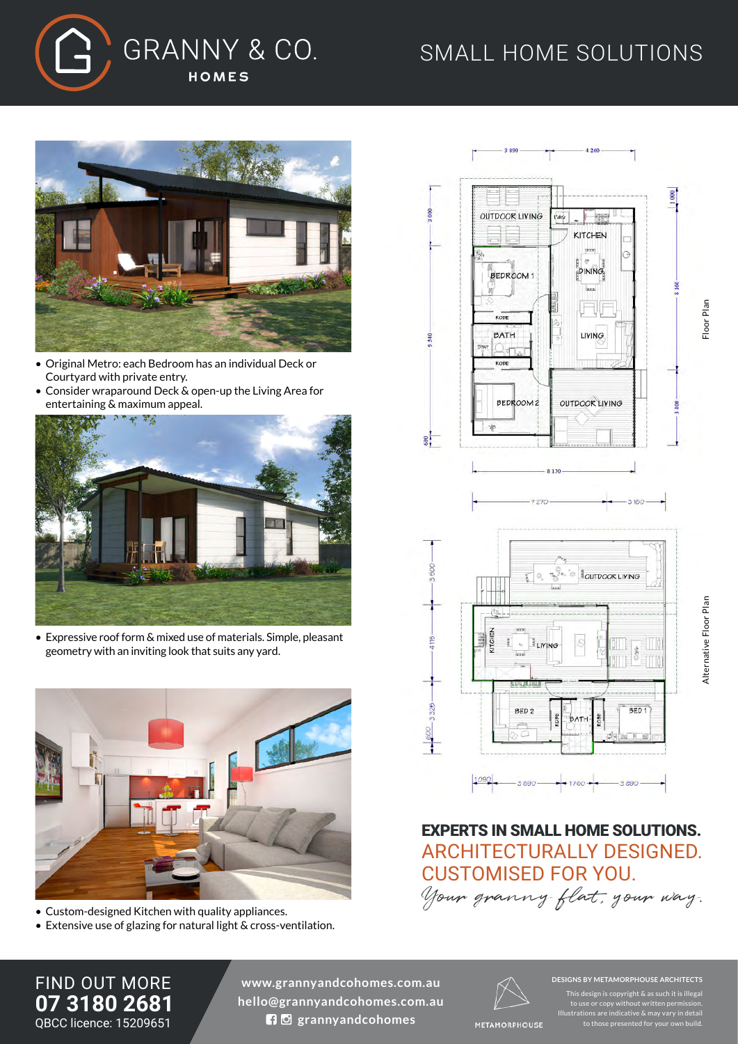# GRANNY & CO. HOMES

## SMALL HOME SOLUTIONS

- Original Metro: each Bedroom has an individual Deck or Courtyard with private entry.
- Consider wraparound Deck & open-up the Living Area for entertaining & maximum appeal.

- Expressive roof form & mixed use of materials. Simple, pleasant geometry with an inviting look that suits any yard.

- Custom-designed Kitchen with quality appliances.
- Extensive use of glazing for natural light & cross-ventilation.

Floor Plan

OUTDOOR LIVING
KITCHEN
DINING
BEDROOM 1
ROBE
BATH
LIVING
ROBE
BEDROOM 2
OUTDOOR LIVING

3 890
4 260
3 000
9 540
600
1 000
8 160
3 800
8 150

Alternative Floor Plan

OUTDOOR LIVING
KITCHEN
LIVING
BED 2
ROBE
BATH
ROBE
BED 1

7 270
3 160
3 500
4 115
3 325
600
1 090
3 890
1 760
3 890

**EXPERTS IN SMALL HOME SOLUTIONS.**
ARCHITECTURALLY DESIGNED.
CUSTOMISED FOR YOU.
*Your granny flat, your way.*

FIND OUT MORE
**07 3180 2681**
QBCC licence: 15209651

www.grannyandcohomes.com.au
hello@grannyandcohomes.com.au
grannyandcohomes

METAMORPHOUSE

DESIGNS BY METAMORPHOUSE ARCHITECTS
This design is copyright & as such it is illegal to use or copy without written permission. Illustrations are indicative & may vary in detail to those presented for your own build.